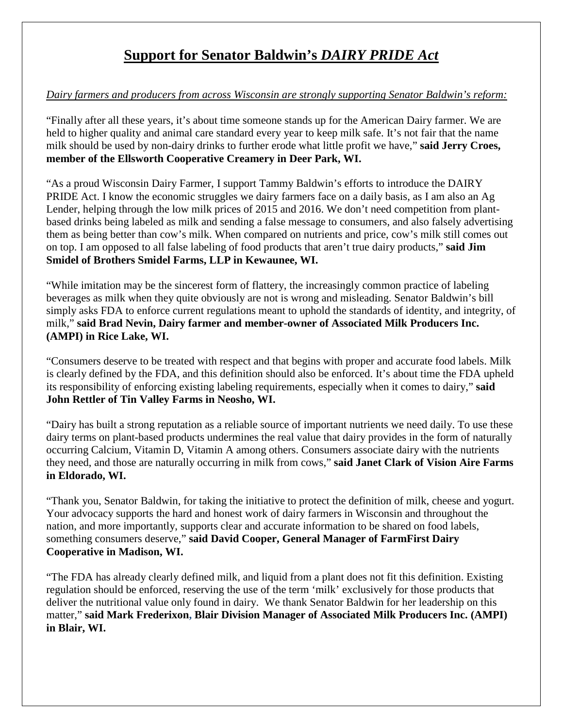# **Support for Senator Baldwin's *DAIRY PRIDE Act***

*Dairy farmers and producers from across Wisconsin are strongly supporting Senator Baldwin's reform:*

"Finally after all these years, it's about time someone stands up for the American Dairy farmer. We are held to higher quality and animal care standard every year to keep milk safe. It's not fair that the name milk should be used by non-dairy drinks to further erode what little profit we have," **said Jerry Croes, member of the Ellsworth Cooperative Creamery in Deer Park, WI.**

"As a proud Wisconsin Dairy Farmer, I support Tammy Baldwin's efforts to introduce the DAIRY PRIDE Act. I know the economic struggles we dairy farmers face on a daily basis, as I am also an Ag Lender, helping through the low milk prices of 2015 and 2016. We don't need competition from plant-based drinks being labeled as milk and sending a false message to consumers, and also falsely advertising them as being better than cow's milk. When compared on nutrients and price, cow's milk still comes out on top. I am opposed to all false labeling of food products that aren't true dairy products," **said Jim Smidel of Brothers Smidel Farms, LLP in Kewaunee, WI.**

"While imitation may be the sincerest form of flattery, the increasingly common practice of labeling beverages as milk when they quite obviously are not is wrong and misleading. Senator Baldwin's bill simply asks FDA to enforce current regulations meant to uphold the standards of identity, and integrity, of milk," **said Brad Nevin, Dairy farmer and member-owner of Associated Milk Producers Inc. (AMPI) in Rice Lake, WI.**

"Consumers deserve to be treated with respect and that begins with proper and accurate food labels. Milk is clearly defined by the FDA, and this definition should also be enforced. It's about time the FDA upheld its responsibility of enforcing existing labeling requirements, especially when it comes to dairy," **said John Rettler of Tin Valley Farms in Neosho, WI.**

"Dairy has built a strong reputation as a reliable source of important nutrients we need daily. To use these dairy terms on plant-based products undermines the real value that dairy provides in the form of naturally occurring Calcium, Vitamin D, Vitamin A among others. Consumers associate dairy with the nutrients they need, and those are naturally occurring in milk from cows," **said Janet Clark of Vision Aire Farms in Eldorado, WI.**

"Thank you, Senator Baldwin, for taking the initiative to protect the definition of milk, cheese and yogurt. Your advocacy supports the hard and honest work of dairy farmers in Wisconsin and throughout the nation, and more importantly, supports clear and accurate information to be shared on food labels, something consumers deserve," **said David Cooper, General Manager of FarmFirst Dairy Cooperative in Madison, WI.**

"The FDA has already clearly defined milk, and liquid from a plant does not fit this definition. Existing regulation should be enforced, reserving the use of the term 'milk' exclusively for those products that deliver the nutritional value only found in dairy. We thank Senator Baldwin for her leadership on this matter," **said Mark Frederixon, Blair Division Manager of Associated Milk Producers Inc. (AMPI) in Blair, WI.**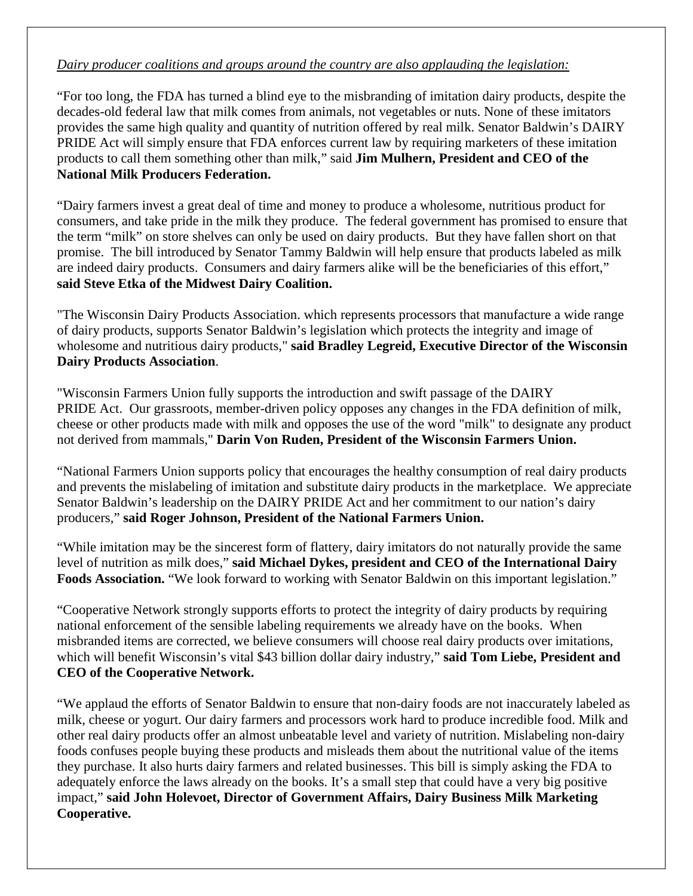*Dairy producer coalitions and groups around the country are also applauding the legislation:*

"For too long, the FDA has turned a blind eye to the misbranding of imitation dairy products, despite the decades-old federal law that milk comes from animals, not vegetables or nuts. None of these imitators provides the same high quality and quantity of nutrition offered by real milk. Senator Baldwin's DAIRY PRIDE Act will simply ensure that FDA enforces current law by requiring marketers of these imitation products to call them something other than milk," said **Jim Mulhern, President and CEO of the National Milk Producers Federation.**

"Dairy farmers invest a great deal of time and money to produce a wholesome, nutritious product for consumers, and take pride in the milk they produce. The federal government has promised to ensure that the term "milk" on store shelves can only be used on dairy products. But they have fallen short on that promise. The bill introduced by Senator Tammy Baldwin will help ensure that products labeled as milk are indeed dairy products. Consumers and dairy farmers alike will be the beneficiaries of this effort," **said Steve Etka of the Midwest Dairy Coalition.**

"The Wisconsin Dairy Products Association. which represents processors that manufacture a wide range of dairy products, supports Senator Baldwin's legislation which protects the integrity and image of wholesome and nutritious dairy products," **said Bradley Legreid, Executive Director of the Wisconsin Dairy Products Association**.

"Wisconsin Farmers Union fully supports the introduction and swift passage of the DAIRY PRIDE Act. Our grassroots, member-driven policy opposes any changes in the FDA definition of milk, cheese or other products made with milk and opposes the use of the word "milk" to designate any product not derived from mammals," **Darin Von Ruden, President of the Wisconsin Farmers Union.**

"National Farmers Union supports policy that encourages the healthy consumption of real dairy products and prevents the mislabeling of imitation and substitute dairy products in the marketplace. We appreciate Senator Baldwin's leadership on the DAIRY PRIDE Act and her commitment to our nation's dairy producers," **said Roger Johnson, President of the National Farmers Union.**

"While imitation may be the sincerest form of flattery, dairy imitators do not naturally provide the same level of nutrition as milk does," **said Michael Dykes, president and CEO of the International Dairy Foods Association.** "We look forward to working with Senator Baldwin on this important legislation."

"Cooperative Network strongly supports efforts to protect the integrity of dairy products by requiring national enforcement of the sensible labeling requirements we already have on the books. When misbranded items are corrected, we believe consumers will choose real dairy products over imitations, which will benefit Wisconsin's vital $43 billion dollar dairy industry," **said Tom Liebe, President and CEO of the Cooperative Network.**

"We applaud the efforts of Senator Baldwin to ensure that non-dairy foods are not inaccurately labeled as milk, cheese or yogurt. Our dairy farmers and processors work hard to produce incredible food. Milk and other real dairy products offer an almost unbeatable level and variety of nutrition. Mislabeling non-dairy foods confuses people buying these products and misleads them about the nutritional value of the items they purchase. It also hurts dairy farmers and related businesses. This bill is simply asking the FDA to adequately enforce the laws already on the books. It's a small step that could have a very big positive impact," **said John Holevoet, Director of Government Affairs, Dairy Business Milk Marketing Cooperative.**